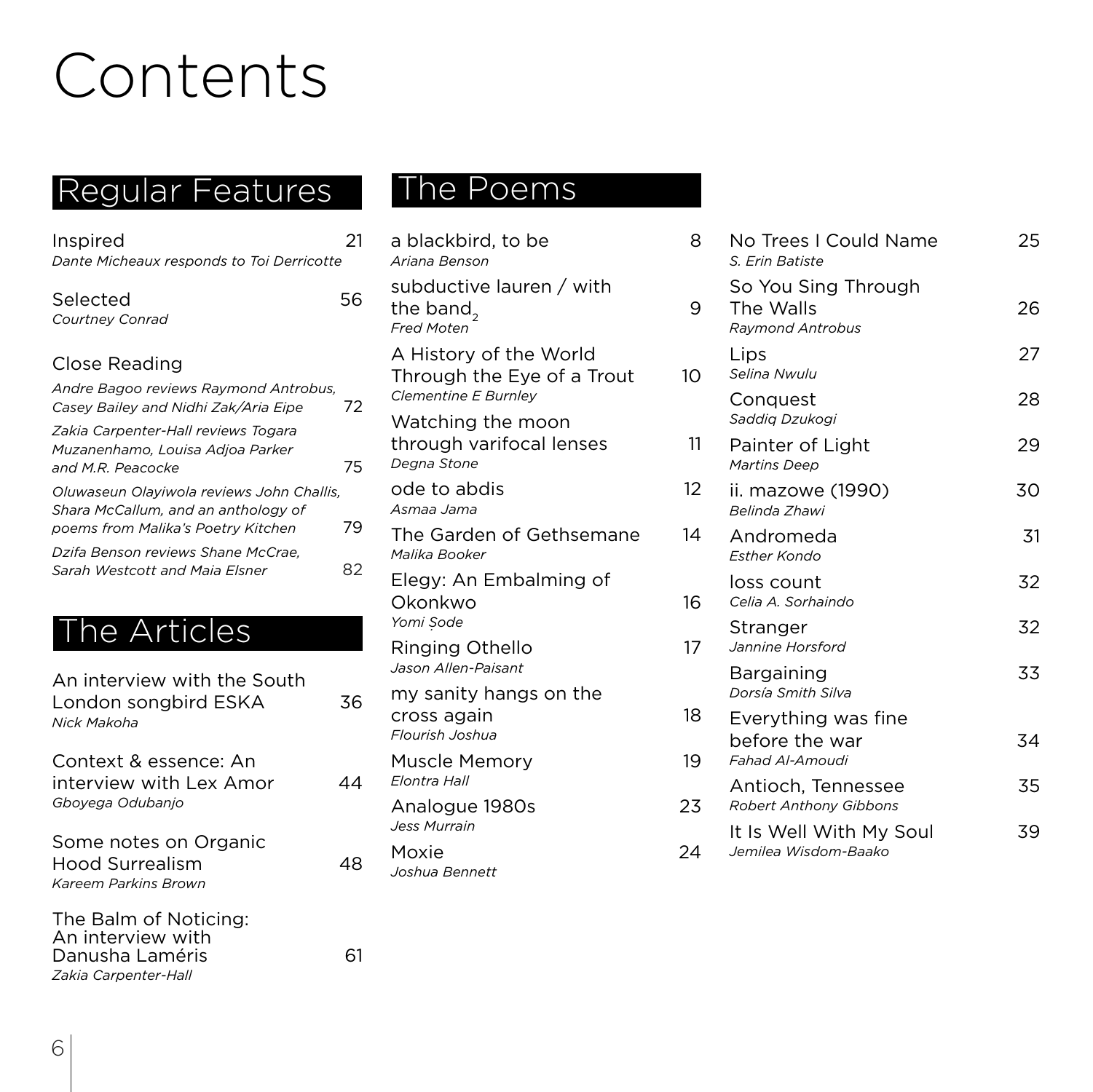# Contents

## Regular Features

Inspired — 21
*Dante Micheaux responds to Toi Derricotte*

Selected — 56
*Courtney Conrad*

Close Reading

*Andre Bagoo reviews Raymond Antrobus, Casey Bailey and Nidhi Zak/Aria Eipe* — 72

*Zakia Carpenter-Hall reviews Togara Muzanenhamo, Louisa Adjoa Parker and M.R. Peacocke* — 75

*Oluwaseun Olayiwola reviews John Challis, Shara McCallum, and an anthology of poems from Malika's Poetry Kitchen* — 79

*Dzifa Benson reviews Shane McCrae, Sarah Westcott and Maia Elsner* — 82

## The Articles

An interview with the South London songbird ESKA — 36
*Nick Makoha*

Context & essence: An interview with Lex Amor — 44
*Gboyega Odubanjo*

Some notes on Organic Hood Surrealism — 48
*Kareem Parkins Brown*

The Balm of Noticing: An interview with Danusha Laméris — 61
*Zakia Carpenter-Hall*

## The Poems

a blackbird, to be — 8
*Ariana Benson*

subductive lauren / with the band$_2$ — 9
*Fred Moten*

A History of the World Through the Eye of a Trout — 10
*Clementine E Burnley*

Watching the moon through varifocal lenses — 11
*Degna Stone*

ode to abdis — 12
*Asmaa Jama*

The Garden of Gethsemane — 14
*Malika Booker*

Elegy: An Embalming of Okonkwo — 16
*Yomi Ṣode*

Ringing Othello — 17
*Jason Allen-Paisant*

my sanity hangs on the cross again — 18
*Flourish Joshua*

Muscle Memory — 19
*Elontra Hall*

Analogue 1980s — 23
*Jess Murrain*

Moxie — 24
*Joshua Bennett*

No Trees I Could Name — 25
*S. Erin Batiste*

So You Sing Through The Walls — 26
*Raymond Antrobus*

Lips — 27
*Selina Nwulu*

Conquest — 28
*Saddiq Dzukogi*

Painter of Light — 29
*Martins Deep*

ii. mazowe (1990) — 30
*Belinda Zhawi*

Andromeda — 31
*Esther Kondo*

loss count — 32
*Celia A. Sorhaindo*

Stranger — 32
*Jannine Horsford*

Bargaining — 33
*Dorsía Smith Silva*

Everything was fine before the war — 34
*Fahad Al-Amoudi*

Antioch, Tennessee — 35
*Robert Anthony Gibbons*

It Is Well With My Soul — 39
*Jemilea Wisdom-Baako*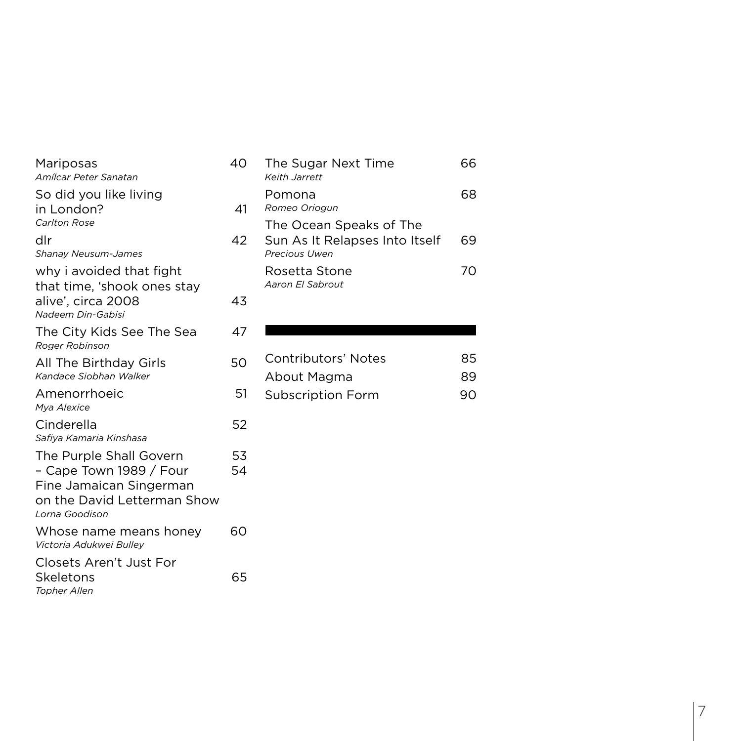Mariposas 40
*Amílcar Peter Sanatan*

So did you like living in London? 41
*Carlton Rose*

dlr 42
*Shanay Neusum-James*

why i avoided that fight that time, 'shook ones stay alive', circa 2008 43
*Nadeem Din-Gabisi*

The City Kids See The Sea 47
*Roger Robinson*

All The Birthday Girls 50
*Kandace Siobhan Walker*

Amenorrhoeic 51
*Mya Alexice*

Cinderella 52
*Safiya Kamaria Kinshasa*

The Purple Shall Govern – Cape Town 1989 / Four Fine Jamaican Singerman on the David Letterman Show 53 54
*Lorna Goodison*

Whose name means honey 60
*Victoria Adukwei Bulley*

Closets Aren't Just For Skeletons 65
*Topher Allen*

The Sugar Next Time 66
*Keith Jarrett*

Pomona 68
*Romeo Oriogun*

The Ocean Speaks of The Sun As It Relapses Into Itself 69
*Precious Uwen*

Rosetta Stone 70
*Aaron El Sabrout*

Contributors' Notes 85

About Magma 89

Subscription Form 90